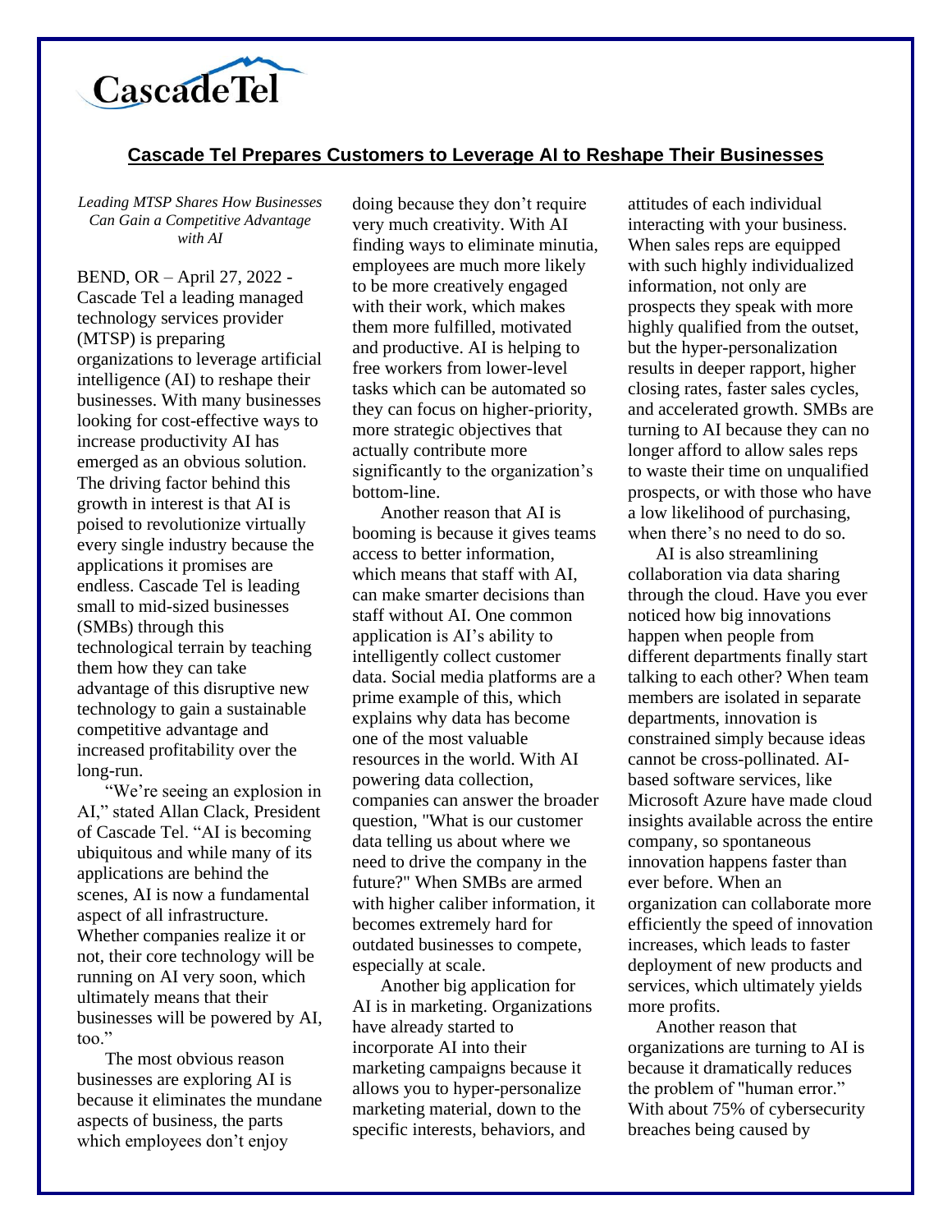CascadeTel

# Cascade Tel Prepares Customers to Leverage AI to Reshape Their Businesses

*Leading MTSP Shares How Businesses Can Gain a Competitive Advantage with AI*

BEND, OR – April 27, 2022 - Cascade Tel a leading managed technology services provider (MTSP) is preparing organizations to leverage artificial intelligence (AI) to reshape their businesses. With many businesses looking for cost-effective ways to increase productivity AI has emerged as an obvious solution. The driving factor behind this growth in interest is that AI is poised to revolutionize virtually every single industry because the applications it promises are endless. Cascade Tel is leading small to mid-sized businesses (SMBs) through this technological terrain by teaching them how they can take advantage of this disruptive new technology to gain a sustainable competitive advantage and increased profitability over the long-run.

"We're seeing an explosion in AI," stated Allan Clack, President of Cascade Tel. "AI is becoming ubiquitous and while many of its applications are behind the scenes, AI is now a fundamental aspect of all infrastructure. Whether companies realize it or not, their core technology will be running on AI very soon, which ultimately means that their businesses will be powered by AI, too."

The most obvious reason businesses are exploring AI is because it eliminates the mundane aspects of business, the parts which employees don't enjoy doing because they don't require very much creativity. With AI finding ways to eliminate minutia, employees are much more likely to be more creatively engaged with their work, which makes them more fulfilled, motivated and productive. AI is helping to free workers from lower-level tasks which can be automated so they can focus on higher-priority, more strategic objectives that actually contribute more significantly to the organization's bottom-line.

Another reason that AI is booming is because it gives teams access to better information, which means that staff with AI, can make smarter decisions than staff without AI. One common application is AI's ability to intelligently collect customer data. Social media platforms are a prime example of this, which explains why data has become one of the most valuable resources in the world. With AI powering data collection, companies can answer the broader question, "What is our customer data telling us about where we need to drive the company in the future?" When SMBs are armed with higher caliber information, it becomes extremely hard for outdated businesses to compete, especially at scale.

Another big application for AI is in marketing. Organizations have already started to incorporate AI into their marketing campaigns because it allows you to hyper-personalize marketing material, down to the specific interests, behaviors, and attitudes of each individual interacting with your business. When sales reps are equipped with such highly individualized information, not only are prospects they speak with more highly qualified from the outset, but the hyper-personalization results in deeper rapport, higher closing rates, faster sales cycles, and accelerated growth. SMBs are turning to AI because they can no longer afford to allow sales reps to waste their time on unqualified prospects, or with those who have a low likelihood of purchasing, when there's no need to do so.

AI is also streamlining collaboration via data sharing through the cloud. Have you ever noticed how big innovations happen when people from different departments finally start talking to each other? When team members are isolated in separate departments, innovation is constrained simply because ideas cannot be cross-pollinated. AI-based software services, like Microsoft Azure have made cloud insights available across the entire company, so spontaneous innovation happens faster than ever before. When an organization can collaborate more efficiently the speed of innovation increases, which leads to faster deployment of new products and services, which ultimately yields more profits.

Another reason that organizations are turning to AI is because it dramatically reduces the problem of "human error." With about 75% of cybersecurity breaches being caused by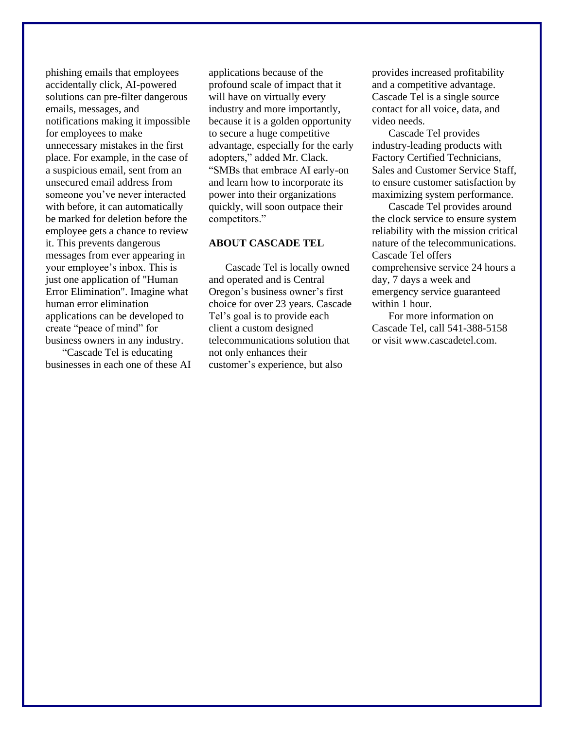phishing emails that employees accidentally click, AI-powered solutions can pre-filter dangerous emails, messages, and notifications making it impossible for employees to make unnecessary mistakes in the first place. For example, in the case of a suspicious email, sent from an unsecured email address from someone you've never interacted with before, it can automatically be marked for deletion before the employee gets a chance to review it. This prevents dangerous messages from ever appearing in your employee's inbox. This is just one application of "Human Error Elimination". Imagine what human error elimination applications can be developed to create "peace of mind" for business owners in any industry.

"Cascade Tel is educating businesses in each one of these AI applications because of the profound scale of impact that it will have on virtually every industry and more importantly, because it is a golden opportunity to secure a huge competitive advantage, especially for the early adopters," added Mr. Clack. "SMBs that embrace AI early-on and learn how to incorporate its power into their organizations quickly, will soon outpace their competitors."

**ABOUT CASCADE TEL**

Cascade Tel is locally owned and operated and is Central Oregon's business owner's first choice for over 23 years. Cascade Tel's goal is to provide each client a custom designed telecommunications solution that not only enhances their customer's experience, but also provides increased profitability and a competitive advantage. Cascade Tel is a single source contact for all voice, data, and video needs.

Cascade Tel provides industry-leading products with Factory Certified Technicians, Sales and Customer Service Staff, to ensure customer satisfaction by maximizing system performance.

Cascade Tel provides around the clock service to ensure system reliability with the mission critical nature of the telecommunications. Cascade Tel offers comprehensive service 24 hours a day, 7 days a week and emergency service guaranteed within 1 hour.

For more information on Cascade Tel, call 541-388-5158 or visit www.cascadetel.com.